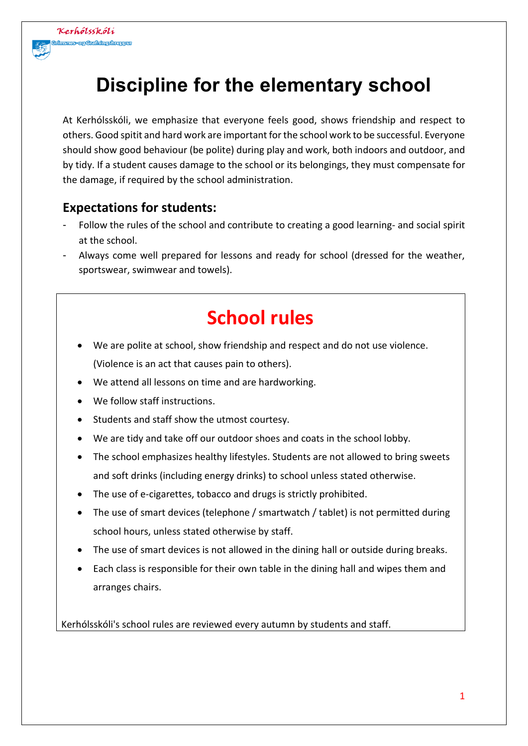Kerhólsskóli

Grímsnes- og Grafningshreppur

# Discipline for the elementary school

At Kerhólsskóli, we emphasize that everyone feels good, shows friendship and respect to others. Good spitit and hard work are important for the school work to be successful. Everyone should show good behaviour (be polite) during play and work, both indoors and outdoor, and by tidy. If a student causes damage to the school or its belongings, they must compensate for the damage, if required by the school administration.

## Expectations for students:

- Follow the rules of the school and contribute to creating a good learning- and social spirit at the school.
- Always come well prepared for lessons and ready for school (dressed for the weather, sportswear, swimwear and towels).

## School rules

- We are polite at school, show friendship and respect and do not use violence. (Violence is an act that causes pain to others).
- We attend all lessons on time and are hardworking.
- We follow staff instructions.
- Students and staff show the utmost courtesy.
- We are tidy and take off our outdoor shoes and coats in the school lobby.
- The school emphasizes healthy lifestyles. Students are not allowed to bring sweets and soft drinks (including energy drinks) to school unless stated otherwise.
- The use of e-cigarettes, tobacco and drugs is strictly prohibited.
- The use of smart devices (telephone / smartwatch / tablet) is not permitted during school hours, unless stated otherwise by staff.
- The use of smart devices is not allowed in the dining hall or outside during breaks.
- Each class is responsible for their own table in the dining hall and wipes them and arranges chairs.

Kerhólsskóli's school rules are reviewed every autumn by students and staff.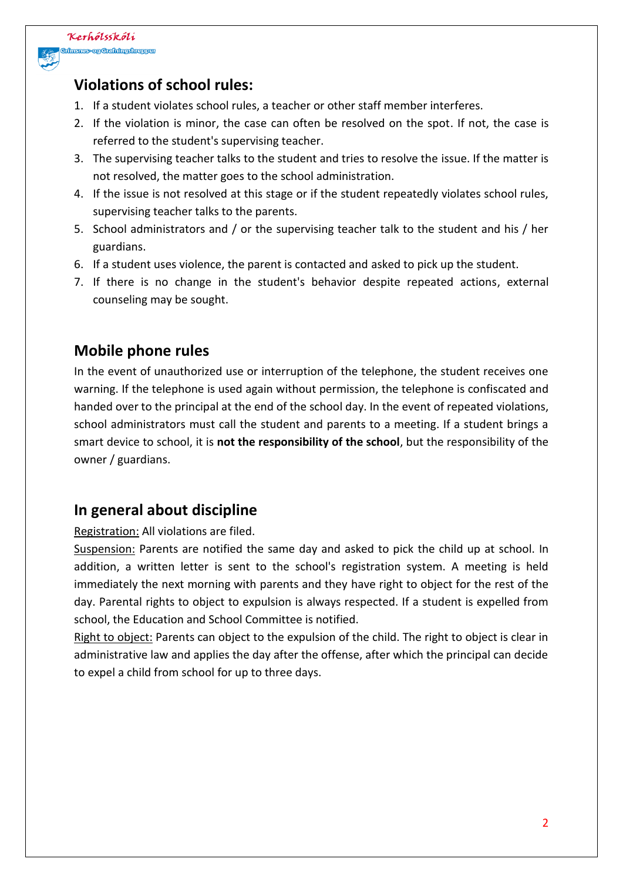## Violations of school rules:

1. If a student violates school rules, a teacher or other staff member interferes.
2. If the violation is minor, the case can often be resolved on the spot. If not, the case is referred to the student's supervising teacher.
3. The supervising teacher talks to the student and tries to resolve the issue. If the matter is not resolved, the matter goes to the school administration.
4. If the issue is not resolved at this stage or if the student repeatedly violates school rules, supervising teacher talks to the parents.
5. School administrators and / or the supervising teacher talk to the student and his / her guardians.
6. If a student uses violence, the parent is contacted and asked to pick up the student.
7. If there is no change in the student's behavior despite repeated actions, external counseling may be sought.

## Mobile phone rules

In the event of unauthorized use or interruption of the telephone, the student receives one warning. If the telephone is used again without permission, the telephone is confiscated and handed over to the principal at the end of the school day. In the event of repeated violations, school administrators must call the student and parents to a meeting. If a student brings a smart device to school, it is **not the responsibility of the school**, but the responsibility of the owner / guardians.

## In general about discipline

<u>Registration:</u> All violations are filed.

<u>Suspension:</u> Parents are notified the same day and asked to pick the child up at school. In addition, a written letter is sent to the school's registration system. A meeting is held immediately the next morning with parents and they have right to object for the rest of the day. Parental rights to object to expulsion is always respected. If a student is expelled from school, the Education and School Committee is notified.

<u>Right to object:</u> Parents can object to the expulsion of the child. The right to object is clear in administrative law and applies the day after the offense, after which the principal can decide to expel a child from school for up to three days.